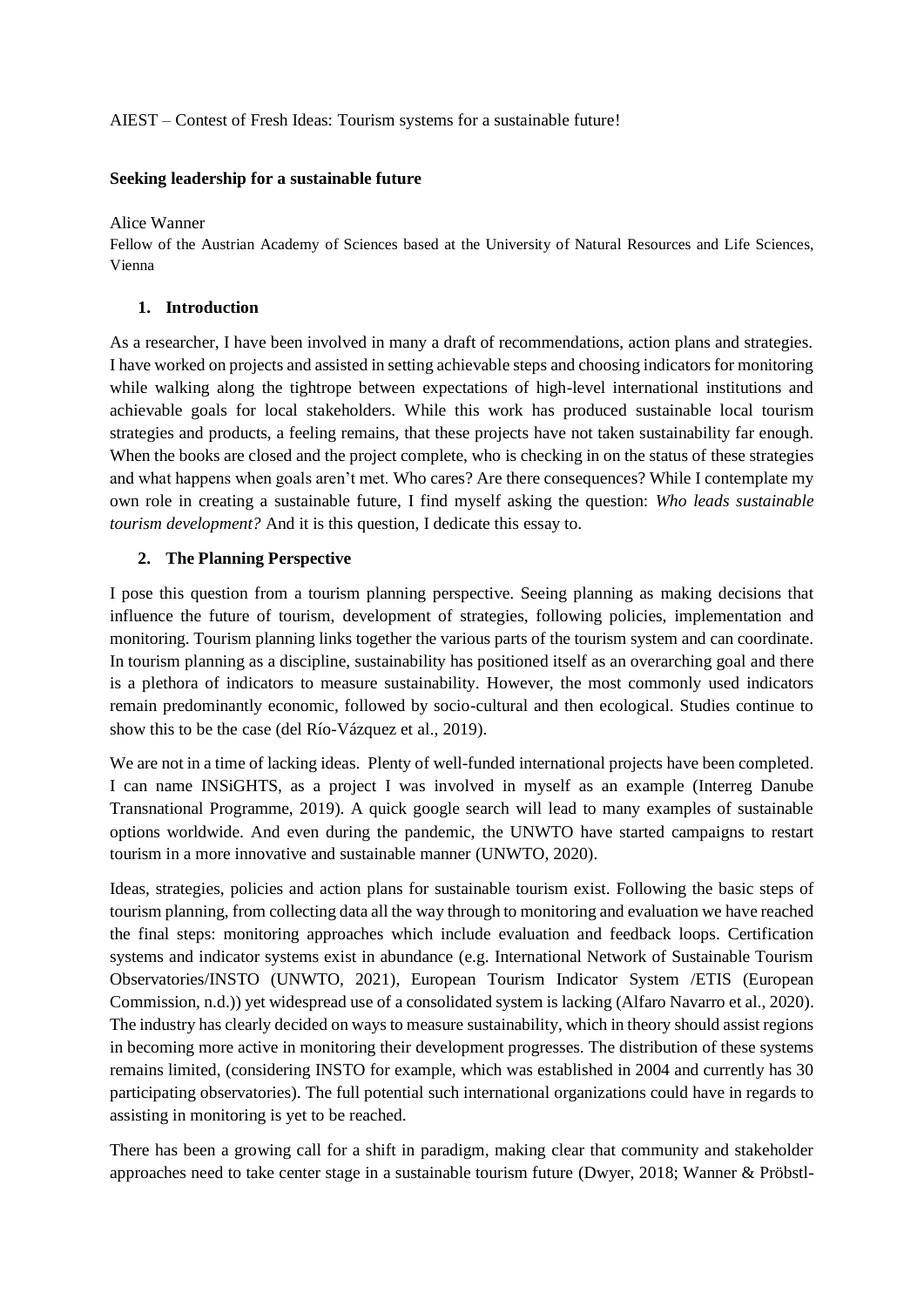AIEST – Contest of Fresh Ideas: Tourism systems for a sustainable future!

**Seeking leadership for a sustainable future**

Alice Wanner

Fellow of the Austrian Academy of Sciences based at the University of Natural Resources and Life Sciences, Vienna

## 1. Introduction

As a researcher, I have been involved in many a draft of recommendations, action plans and strategies. I have worked on projects and assisted in setting achievable steps and choosing indicators for monitoring while walking along the tightrope between expectations of high-level international institutions and achievable goals for local stakeholders. While this work has produced sustainable local tourism strategies and products, a feeling remains, that these projects have not taken sustainability far enough. When the books are closed and the project complete, who is checking in on the status of these strategies and what happens when goals aren't met. Who cares? Are there consequences? While I contemplate my own role in creating a sustainable future, I find myself asking the question: *Who leads sustainable tourism development?* And it is this question, I dedicate this essay to.

## 2. The Planning Perspective

I pose this question from a tourism planning perspective. Seeing planning as making decisions that influence the future of tourism, development of strategies, following policies, implementation and monitoring. Tourism planning links together the various parts of the tourism system and can coordinate. In tourism planning as a discipline, sustainability has positioned itself as an overarching goal and there is a plethora of indicators to measure sustainability. However, the most commonly used indicators remain predominantly economic, followed by socio-cultural and then ecological. Studies continue to show this to be the case (del Río-Vázquez et al., 2019).

We are not in a time of lacking ideas. Plenty of well-funded international projects have been completed. I can name INSiGHTS, as a project I was involved in myself as an example (Interreg Danube Transnational Programme, 2019). A quick google search will lead to many examples of sustainable options worldwide. And even during the pandemic, the UNWTO have started campaigns to restart tourism in a more innovative and sustainable manner (UNWTO, 2020).

Ideas, strategies, policies and action plans for sustainable tourism exist. Following the basic steps of tourism planning, from collecting data all the way through to monitoring and evaluation we have reached the final steps: monitoring approaches which include evaluation and feedback loops. Certification systems and indicator systems exist in abundance (e.g. International Network of Sustainable Tourism Observatories/INSTO (UNWTO, 2021), European Tourism Indicator System /ETIS (European Commission, n.d.)) yet widespread use of a consolidated system is lacking (Alfaro Navarro et al., 2020). The industry has clearly decided on ways to measure sustainability, which in theory should assist regions in becoming more active in monitoring their development progresses. The distribution of these systems remains limited, (considering INSTO for example, which was established in 2004 and currently has 30 participating observatories). The full potential such international organizations could have in regards to assisting in monitoring is yet to be reached.

There has been a growing call for a shift in paradigm, making clear that community and stakeholder approaches need to take center stage in a sustainable tourism future (Dwyer, 2018; Wanner & Pröbstl-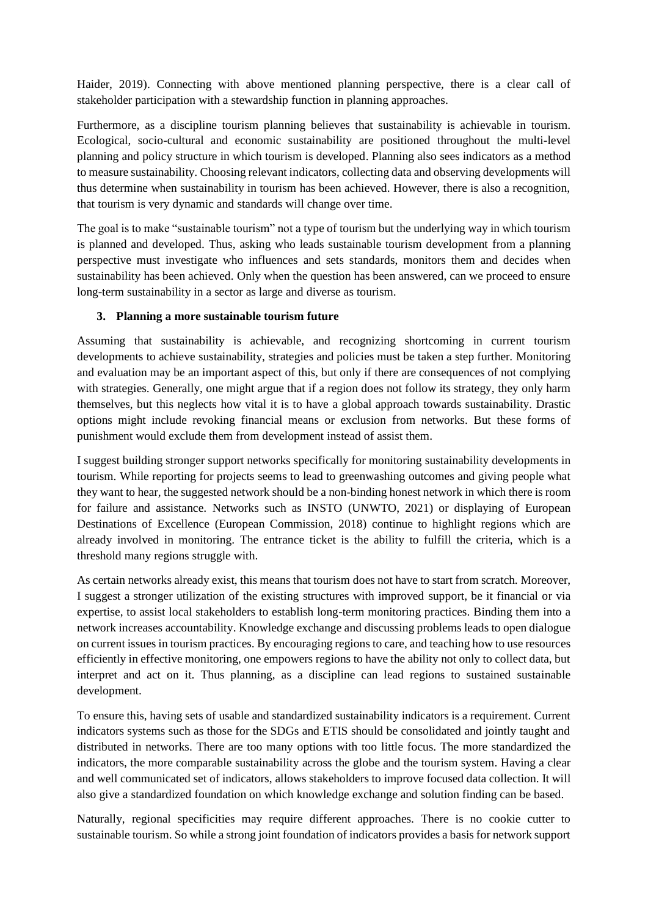Haider, 2019). Connecting with above mentioned planning perspective, there is a clear call of stakeholder participation with a stewardship function in planning approaches.

Furthermore, as a discipline tourism planning believes that sustainability is achievable in tourism. Ecological, socio-cultural and economic sustainability are positioned throughout the multi-level planning and policy structure in which tourism is developed. Planning also sees indicators as a method to measure sustainability. Choosing relevant indicators, collecting data and observing developments will thus determine when sustainability in tourism has been achieved. However, there is also a recognition, that tourism is very dynamic and standards will change over time.

The goal is to make "sustainable tourism" not a type of tourism but the underlying way in which tourism is planned and developed. Thus, asking who leads sustainable tourism development from a planning perspective must investigate who influences and sets standards, monitors them and decides when sustainability has been achieved. Only when the question has been answered, can we proceed to ensure long-term sustainability in a sector as large and diverse as tourism.

## 3. Planning a more sustainable tourism future

Assuming that sustainability is achievable, and recognizing shortcoming in current tourism developments to achieve sustainability, strategies and policies must be taken a step further. Monitoring and evaluation may be an important aspect of this, but only if there are consequences of not complying with strategies. Generally, one might argue that if a region does not follow its strategy, they only harm themselves, but this neglects how vital it is to have a global approach towards sustainability. Drastic options might include revoking financial means or exclusion from networks. But these forms of punishment would exclude them from development instead of assist them.

I suggest building stronger support networks specifically for monitoring sustainability developments in tourism. While reporting for projects seems to lead to greenwashing outcomes and giving people what they want to hear, the suggested network should be a non-binding honest network in which there is room for failure and assistance. Networks such as INSTO (UNWTO, 2021) or displaying of European Destinations of Excellence (European Commission, 2018) continue to highlight regions which are already involved in monitoring. The entrance ticket is the ability to fulfill the criteria, which is a threshold many regions struggle with.

As certain networks already exist, this means that tourism does not have to start from scratch. Moreover, I suggest a stronger utilization of the existing structures with improved support, be it financial or via expertise, to assist local stakeholders to establish long-term monitoring practices. Binding them into a network increases accountability. Knowledge exchange and discussing problems leads to open dialogue on current issues in tourism practices. By encouraging regions to care, and teaching how to use resources efficiently in effective monitoring, one empowers regions to have the ability not only to collect data, but interpret and act on it. Thus planning, as a discipline can lead regions to sustained sustainable development.

To ensure this, having sets of usable and standardized sustainability indicators is a requirement. Current indicators systems such as those for the SDGs and ETIS should be consolidated and jointly taught and distributed in networks. There are too many options with too little focus. The more standardized the indicators, the more comparable sustainability across the globe and the tourism system. Having a clear and well communicated set of indicators, allows stakeholders to improve focused data collection. It will also give a standardized foundation on which knowledge exchange and solution finding can be based.

Naturally, regional specificities may require different approaches. There is no cookie cutter to sustainable tourism. So while a strong joint foundation of indicators provides a basis for network support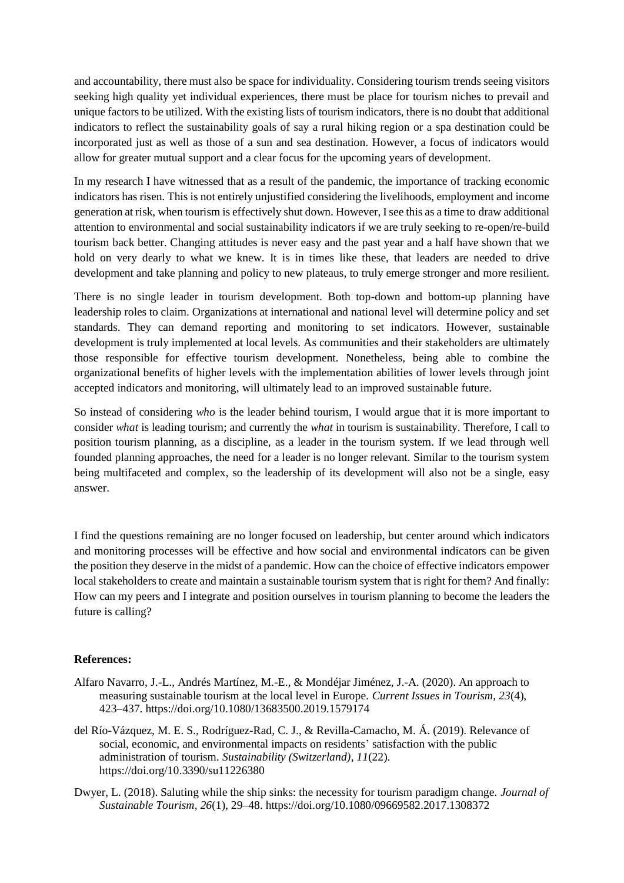and accountability, there must also be space for individuality. Considering tourism trends seeing visitors seeking high quality yet individual experiences, there must be place for tourism niches to prevail and unique factors to be utilized. With the existing lists of tourism indicators, there is no doubt that additional indicators to reflect the sustainability goals of say a rural hiking region or a spa destination could be incorporated just as well as those of a sun and sea destination. However, a focus of indicators would allow for greater mutual support and a clear focus for the upcoming years of development.

In my research I have witnessed that as a result of the pandemic, the importance of tracking economic indicators has risen. This is not entirely unjustified considering the livelihoods, employment and income generation at risk, when tourism is effectively shut down. However, I see this as a time to draw additional attention to environmental and social sustainability indicators if we are truly seeking to re-open/re-build tourism back better. Changing attitudes is never easy and the past year and a half have shown that we hold on very dearly to what we knew. It is in times like these, that leaders are needed to drive development and take planning and policy to new plateaus, to truly emerge stronger and more resilient.

There is no single leader in tourism development. Both top-down and bottom-up planning have leadership roles to claim. Organizations at international and national level will determine policy and set standards. They can demand reporting and monitoring to set indicators. However, sustainable development is truly implemented at local levels. As communities and their stakeholders are ultimately those responsible for effective tourism development. Nonetheless, being able to combine the organizational benefits of higher levels with the implementation abilities of lower levels through joint accepted indicators and monitoring, will ultimately lead to an improved sustainable future.

So instead of considering *who* is the leader behind tourism, I would argue that it is more important to consider *what* is leading tourism; and currently the *what* in tourism is sustainability. Therefore, I call to position tourism planning, as a discipline, as a leader in the tourism system. If we lead through well founded planning approaches, the need for a leader is no longer relevant. Similar to the tourism system being multifaceted and complex, so the leadership of its development will also not be a single, easy answer.

I find the questions remaining are no longer focused on leadership, but center around which indicators and monitoring processes will be effective and how social and environmental indicators can be given the position they deserve in the midst of a pandemic. How can the choice of effective indicators empower local stakeholders to create and maintain a sustainable tourism system that is right for them? And finally: How can my peers and I integrate and position ourselves in tourism planning to become the leaders the future is calling?

**References:**

Alfaro Navarro, J.-L., Andrés Martínez, M.-E., & Mondéjar Jiménez, J.-A. (2020). An approach to measuring sustainable tourism at the local level in Europe. *Current Issues in Tourism*, *23*(4), 423–437. https://doi.org/10.1080/13683500.2019.1579174

del Río-Vázquez, M. E. S., Rodríguez-Rad, C. J., & Revilla-Camacho, M. Á. (2019). Relevance of social, economic, and environmental impacts on residents' satisfaction with the public administration of tourism. *Sustainability (Switzerland)*, *11*(22). https://doi.org/10.3390/su11226380

Dwyer, L. (2018). Saluting while the ship sinks: the necessity for tourism paradigm change. *Journal of Sustainable Tourism*, *26*(1), 29–48. https://doi.org/10.1080/09669582.2017.1308372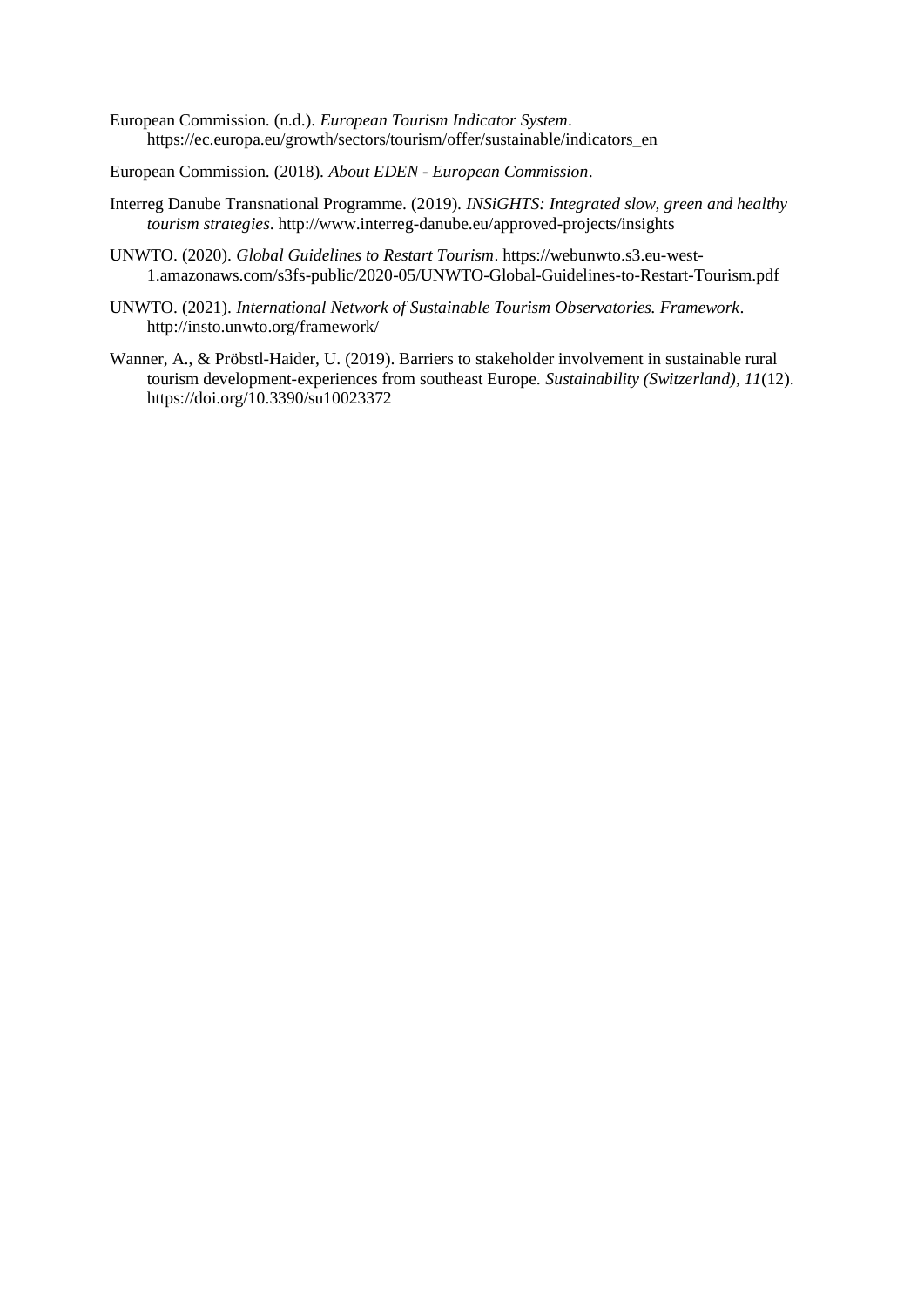European Commission. (n.d.). *European Tourism Indicator System*. https://ec.europa.eu/growth/sectors/tourism/offer/sustainable/indicators_en

European Commission. (2018). *About EDEN - European Commission*.

Interreg Danube Transnational Programme. (2019). *INSiGHTS: Integrated slow, green and healthy tourism strategies*. http://www.interreg-danube.eu/approved-projects/insights

UNWTO. (2020). *Global Guidelines to Restart Tourism*. https://webunwto.s3.eu-west-1.amazonaws.com/s3fs-public/2020-05/UNWTO-Global-Guidelines-to-Restart-Tourism.pdf

UNWTO. (2021). *International Network of Sustainable Tourism Observatories. Framework*. http://insto.unwto.org/framework/

Wanner, A., & Pröbstl-Haider, U. (2019). Barriers to stakeholder involvement in sustainable rural tourism development-experiences from southeast Europe. *Sustainability (Switzerland)*, *11*(12). https://doi.org/10.3390/su10023372